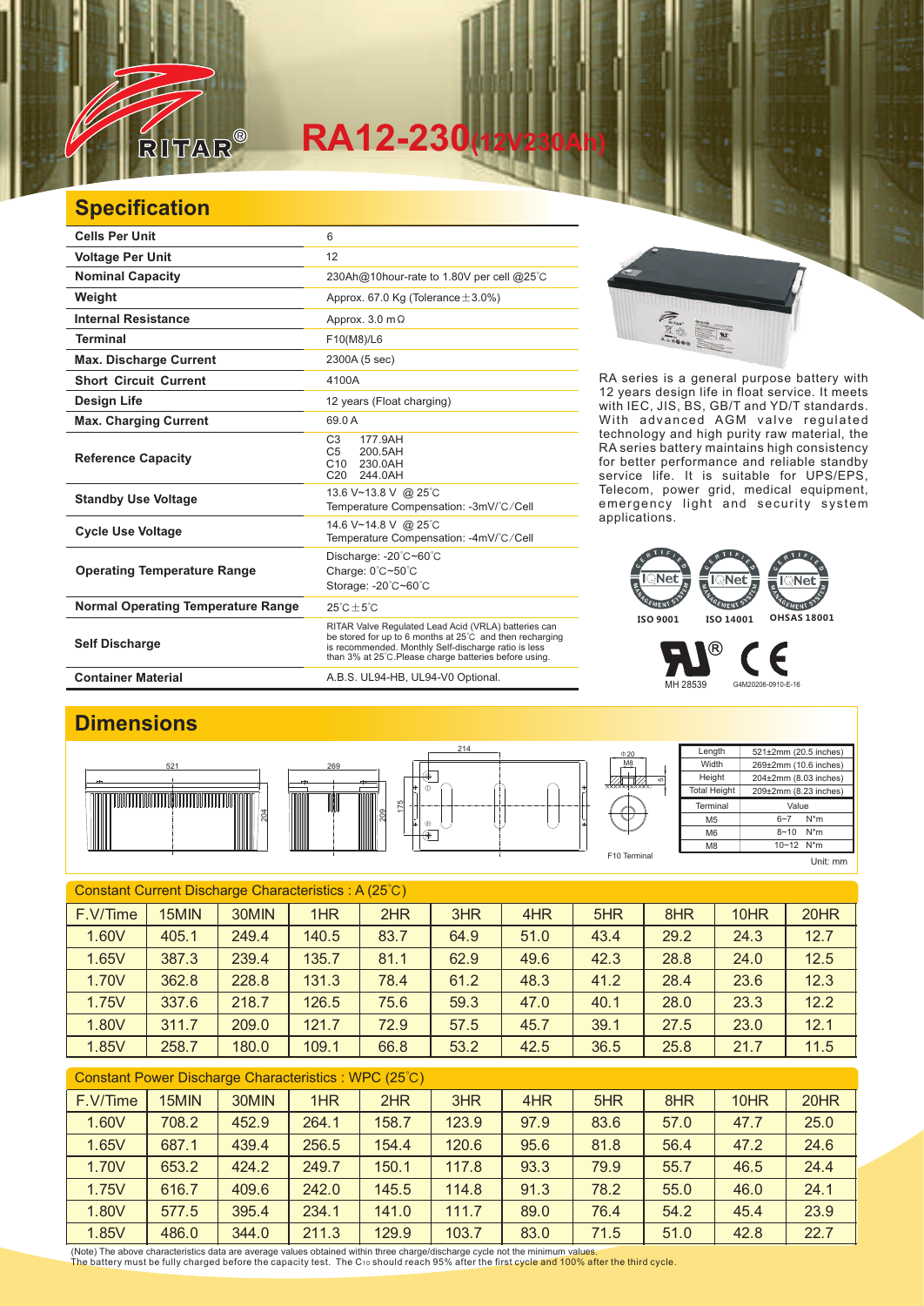RITAR®

# RA12-230(12V230Ah)

## Specification

| Cells Per Unit | 6 |
|---|---|
| Voltage Per Unit | 12 |
| Nominal Capacity | 230Ah@10hour-rate to 1.80V per cell @25℃ |
| Weight | Approx. 67.0 Kg (Tolerance±3.0%) |
| Internal Resistance | Approx. 3.0 mΩ |
| Terminal | F10(M8)/L6 |
| Max. Discharge Current | 2300A (5 sec) |
| Short Circuit Current | 4100A |
| Design Life | 12 years (Float charging) |
| Max. Charging Current | 69.0 A |
| Reference Capacity | C3 177.9AH<br>C5 200.5AH<br>C10 230.0AH<br>C20 244.0AH |
| Standby Use Voltage | 13.6 V~13.8 V @ 25℃<br>Temperature Compensation: -3mV/℃/Cell |
| Cycle Use Voltage | 14.6 V~14.8 V @ 25℃<br>Temperature Compensation: -4mV/℃/Cell |
| Operating Temperature Range | Discharge: -20℃~60℃<br>Charge: 0℃~50℃<br>Storage: -20℃~60℃ |
| Normal Operating Temperature Range | 25℃±5℃ |
| Self Discharge | RITAR Valve Regulated Lead Acid (VRLA) batteries can be stored for up to 6 months at 25℃ and then recharging is recommended. Monthly Self-discharge ratio is less than 3% at 25℃.Please charge batteries before using. |
| Container Material | A.B.S. UL94-HB, UL94-V0 Optional. |

RA series is a general purpose battery with 12 years design life in float service. It meets with IEC, JIS, BS, GB/T and YD/T standards. With advanced AGM valve regulated technology and high purity raw material, the RA series battery maintains high consistency for better performance and reliable standby service life. It is suitable for UPS/EPS, Telecom, power grid, medical equipment, emergency light and security system applications.

ISO 9001 ISO 14001 OHSAS 18001

MH 28539 G4M20206-0910-E-16

## Dimensions

| Length | 521±2mm (20.5 inches) |
|---|---|
| Width | 269±2mm (10.6 inches) |
| Height | 204±2mm (8.03 inches) |
| Total Height | 209±2mm (8.23 inches) |

| Terminal | Value |
|---|---|
| M5 | 6~7 N*m |
| M6 | 8~10 N*m |
| M8 | 10~12 N*m |

F10 Terminal

Unit: mm

Constant Current Discharge Characteristics : A (25℃)

| F.V/Time | 15MIN | 30MIN | 1HR | 2HR | 3HR | 4HR | 5HR | 8HR | 10HR | 20HR |
|---|---|---|---|---|---|---|---|---|---|---|
| 1.60V | 405.1 | 249.4 | 140.5 | 83.7 | 64.9 | 51.0 | 43.4 | 29.2 | 24.3 | 12.7 |
| 1.65V | 387.3 | 239.4 | 135.7 | 81.1 | 62.9 | 49.6 | 42.3 | 28.8 | 24.0 | 12.5 |
| 1.70V | 362.8 | 228.8 | 131.3 | 78.4 | 61.2 | 48.3 | 41.2 | 28.4 | 23.6 | 12.3 |
| 1.75V | 337.6 | 218.7 | 126.5 | 75.6 | 59.3 | 47.0 | 40.1 | 28.0 | 23.3 | 12.2 |
| 1.80V | 311.7 | 209.0 | 121.7 | 72.9 | 57.5 | 45.7 | 39.1 | 27.5 | 23.0 | 12.1 |
| 1.85V | 258.7 | 180.0 | 109.1 | 66.8 | 53.2 | 42.5 | 36.5 | 25.8 | 21.7 | 11.5 |

Constant Power Discharge Characteristics : WPC (25℃)

| F.V/Time | 15MIN | 30MIN | 1HR | 2HR | 3HR | 4HR | 5HR | 8HR | 10HR | 20HR |
|---|---|---|---|---|---|---|---|---|---|---|
| 1.60V | 708.2 | 452.9 | 264.1 | 158.7 | 123.9 | 97.9 | 83.6 | 57.0 | 47.7 | 25.0 |
| 1.65V | 687.1 | 439.4 | 256.5 | 154.4 | 120.6 | 95.6 | 81.8 | 56.4 | 47.2 | 24.6 |
| 1.70V | 653.2 | 424.2 | 249.7 | 150.1 | 117.8 | 93.3 | 79.9 | 55.7 | 46.5 | 24.4 |
| 1.75V | 616.7 | 409.6 | 242.0 | 145.5 | 114.8 | 91.3 | 78.2 | 55.0 | 46.0 | 24.1 |
| 1.80V | 577.5 | 395.4 | 234.1 | 141.0 | 111.7 | 89.0 | 76.4 | 54.2 | 45.4 | 23.9 |
| 1.85V | 486.0 | 344.0 | 211.3 | 129.9 | 103.7 | 83.0 | 71.5 | 51.0 | 42.8 | 22.7 |

(Note) The above characteristics data are average values obtained within three charge/discharge cycle not the minimum values.
The battery must be fully charged before the capacity test. The $C_{10}$ should reach 95% after the first cycle and 100% after the third cycle.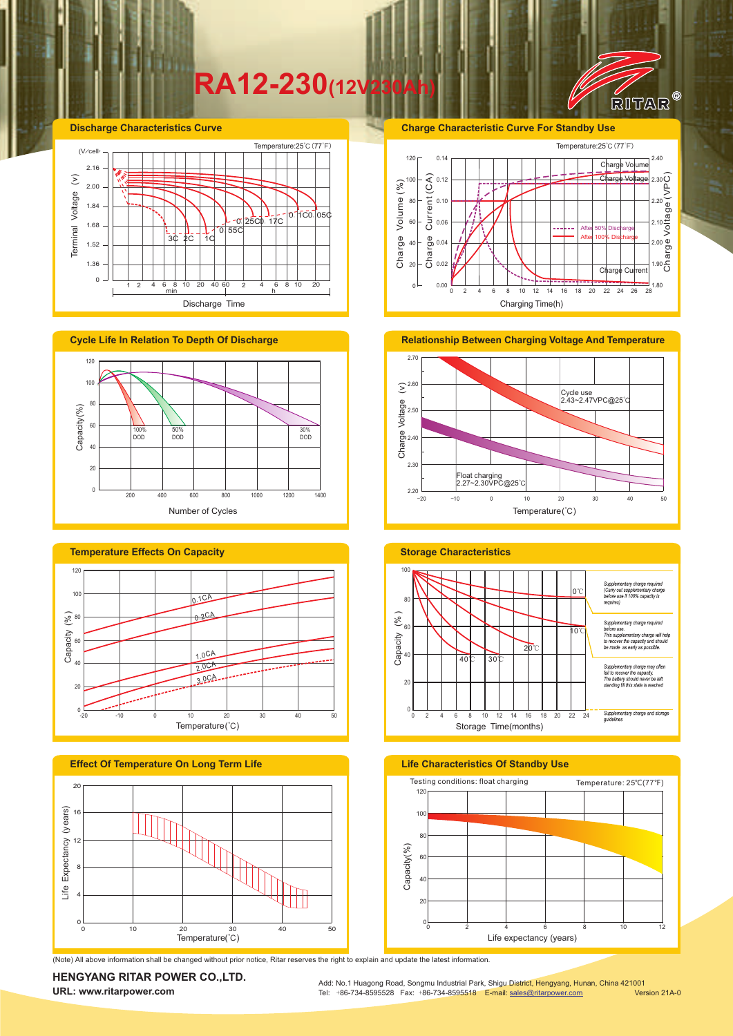# RA12-230(12V230Ah)

RITAR®

## Discharge Characteristics Curve

Temperature:25℃ (77℉)

(V/cell)

Terminal Voltage (v)

2.16
2.00
1.84
1.68
1.52
1.36
0

3C 2C 1C 0.55C 0.25C 0.17C 0.1C 0.05C

1 2 4 6 8 10 20 40 60 2 4 6 8 10 20

min h

Discharge Time

## Charge Characteristic Curve For Standby Use

Temperature:25℃ (77℉)

Charge Volume (%) / Charge Current (CA) / Charge Voltage (VPC)

120 100 80 60 40 20 0

0.14 0.12 0.10 0.06 0.04 0.02 0.00

2.40 2.30 2.20 2.10 2.00 1.90 1.80

Charge Volume
Charge Voltage
After 50% Discharge
After 100% Discharge
Charge Current

0 2 4 6 8 10 12 14 16 18 20 22 24 26 28

Charging Time(h)

## Cycle Life In Relation To Depth Of Discharge

Capacity(%)

120 100 80 60 40 20 0

100% DOD
50% DOD
30% DOD

200 400 600 800 1000 1200 1400

Number of Cycles

## Relationship Between Charging Voltage And Temperature

Charge Voltage (v)

2.70 2.60 2.50 2.40 2.30 2.20

Cycle use
2.43~2.47VPC@25℃

Float charging
2.27~2.30VPC@25℃

−20 −10 0 10 20 30 40 50

Temperature(℃)

## Temperature Effects On Capacity

Capacity (%)

120 100 80 60 40 20 0

0.1CA
0.2CA
1.0CA
2.0CA
3.0CA

-20 -10 0 10 20 30 40 50

Temperature(℃)

## Storage Characteristics

Capacity (%)

100 80 60 40 20 0

0℃ 10℃ 20℃ 30℃ 40℃

0 2 4 6 8 10 12 14 16 18 20 22 24

Storage Time(months)

Supplementary charge required (Carry out supplementary charge before use if 100% capacity is requires)

Supplementary charge required before use. This supplementary charge will help to recover the capacity and should be made as early as possible.

Supplementary charge may often fail to recover the capacity. The battery should never be left standing till this state is reached

Supplementary charge and storage guidelines

## Effect Of Temperature On Long Term Life

Life Expectancy (years)

20 16 12 8 4 0

0 10 20 30 40 50

Temperature(℃)

## Life Characteristics Of Standby Use

Testing conditions: float charging

Temperature: 25℃(77℉)

Capacity(%)

120 100 80 60 40 20 0

0 2 4 6 8 10 12

Life expectancy (years)

(Note) All above information shall be changed without prior notice, Ritar reserves the right to explain and update the latest information.

**HENGYANG RITAR POWER CO.,LTD.**

**URL: www.ritarpower.com**

Add: No.1 Huagong Road, Songmu Industrial Park, Shigu District, Hengyang, Hunan, China 421001

Tel: +86-734-8595528 Fax: +86-734-8595518 E-mail: sales@ritarpower.com

Version 21A-0